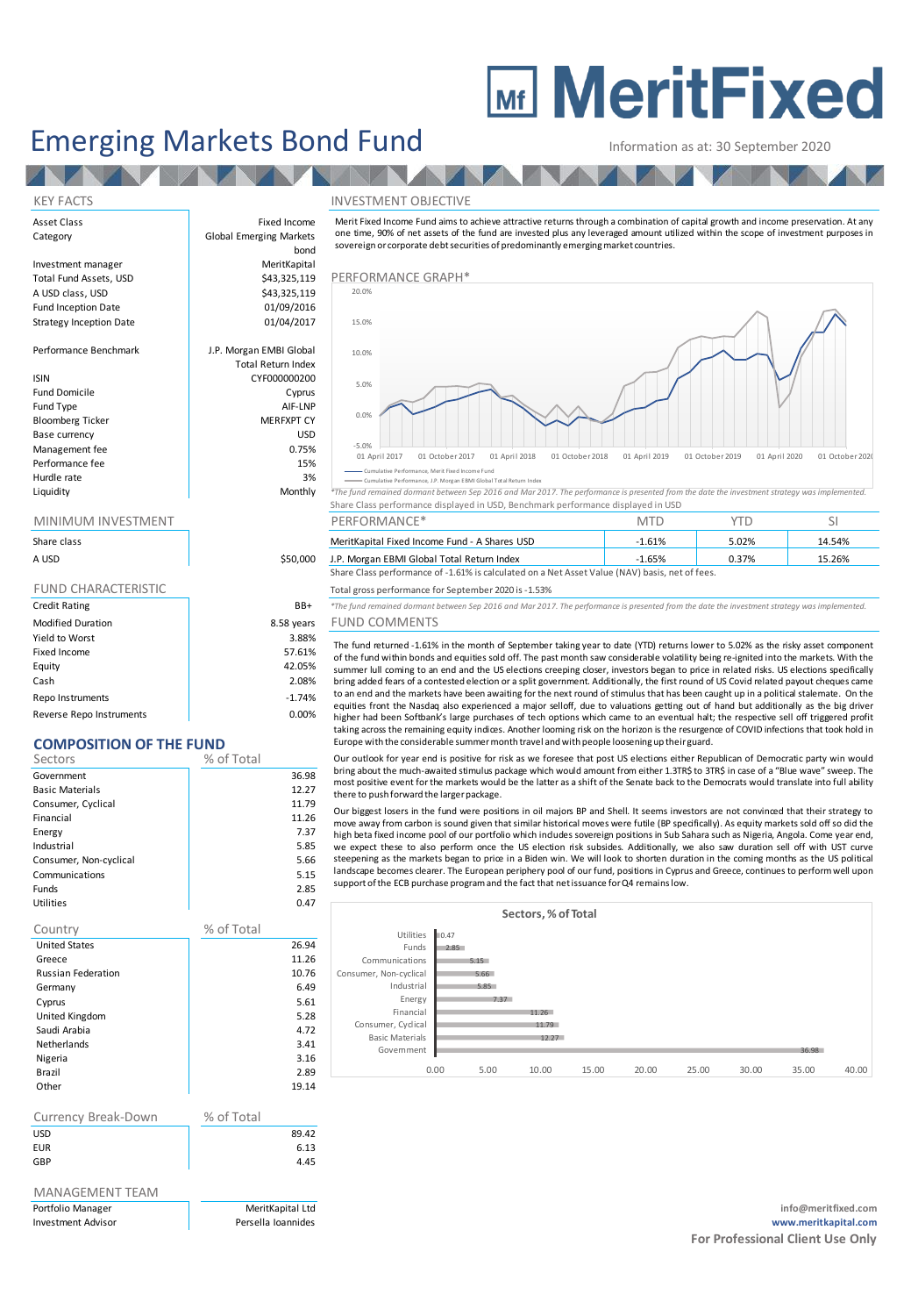# MeritFixed

# Emerging Markets Bond Fund

Information as at: 30 September 2020

## KEY FACTS

| | |
|---|---|
| Asset Class | Fixed Income |
| Category | Global Emerging Markets bond |
| Investment manager | MeritKapital |
| Total Fund Assets, USD | $43,325,119 |
| A USD class, USD | $43,325,119 |
| Fund Inception Date | 01/09/2016 |
| Strategy Inception Date | 01/04/2017 |
| Performance Benchmark | J.P. Morgan EMBI Global Total Return Index |
| ISIN | CYF000000200 |
| Fund Domicile | Cyprus |
| Fund Type | AIF-LNP |
| Bloomberg Ticker | MERFXPT CY |
| Base currency | USD |
| Management fee | 0.75% |
| Performance fee | 15% |
| Hurdle rate | 3% |
| Liquidity | Monthly |

## MINIMUM INVESTMENT

| Share class | |
|---|---|
| A USD | $50,000 |

## FUND CHARACTERISTIC

| | |
|---|---|
| Credit Rating | BB+ |
| Modified Duration | 8.58 years |
| Yield to Worst | 3.88% |
| Fixed Income | 57.61% |
| Equity | 42.05% |
| Cash | 2.08% |
| Repo Instruments | -1.74% |
| Reverse Repo Instruments | 0.00% |

## COMPOSITION OF THE FUND

| Sectors | % of Total |
|---|---|
| Government | 36.98 |
| Basic Materials | 12.27 |
| Consumer, Cyclical | 11.79 |
| Financial | 11.26 |
| Energy | 7.37 |
| Industrial | 5.85 |
| Consumer, Non-cyclical | 5.66 |
| Communications | 5.15 |
| Funds | 2.85 |
| Utilities | 0.47 |

| Country | % of Total |
|---|---|
| United States | 26.94 |
| Greece | 11.26 |
| Russian Federation | 10.76 |
| Germany | 6.49 |
| Cyprus | 5.61 |
| United Kingdom | 5.28 |
| Saudi Arabia | 4.72 |
| Netherlands | 3.41 |
| Nigeria | 3.16 |
| Brazil | 2.89 |
| Other | 19.14 |

| Currency Break-Down | % of Total |
|---|---|
| USD | 89.42 |
| EUR | 6.13 |
| GBP | 4.45 |

## MANAGEMENT TEAM

| | |
|---|---|
| Portfolio Manager | MeritKapital Ltd |
| Investment Advisor | Persella Ioannides |

## INVESTMENT OBJECTIVE

Merit Fixed Income Fund aims to achieve attractive returns through a combination of capital growth and income preservation. At any one time, 90% of net assets of the fund are invested plus any leveraged amount utilized within the scope of investment purposes in sovereign or corporate debt securities of predominantly emerging market countries.

## PERFORMANCE GRAPH*

Legend: Cumulative Performance, Merit Fixed Income Fund; Cumulative Performance, J.P. Morgan EMBI Global Total Return Index

*The fund remained dormant between Sep 2016 and Mar 2017. The performance is presented from the date the investment strategy was implemented.

Share Class performance displayed in USD, Benchmark performance displayed in USD

| PERFORMANCE* | MTD | YTD | SI |
|---|---|---|---|
| MeritKapital Fixed Income Fund - A Shares USD | -1.61% | 5.02% | 14.54% |
| J.P. Morgan EMBI Global Total Return Index | -1.65% | 0.37% | 15.26% |

Share Class performance of -1.61% is calculated on a Net Asset Value (NAV) basis, net of fees.

Total gross performance for September 2020 is -1.53%

*The fund remained dormant between Sep 2016 and Mar 2017. The performance is presented from the date the investment strategy was implemented.

## FUND COMMENTS

The fund returned -1.61% in the month of September taking year to date (YTD) returns lower to 5.02% as the risky asset component of the fund within bonds and equities sold off. The past month saw considerable volatility being re-ignited into the markets. With the summer lull coming to an end and the US elections creeping closer, investors began to price in related risks. US elections specifically bring added fears of a contested election or a split government. Additionally, the first round of US Covid related payout cheques came to an end and the markets have been awaiting for the next round of stimulus that has been caught up in a political stalemate. On the equities front the Nasdaq also experienced a major selloff, due to valuations getting out of hand but additionally as the big driver higher had been Softbank's large purchases of tech options which came to an eventual halt; the respective sell off triggered profit taking across the remaining equity indices. Another looming risk on the horizon is the resurgence of COVID infections that took hold in Europe with the considerable summer month travel and with people loosening up their guard.

Our outlook for year end is positive for risk as we foresee that post US elections either Republican of Democratic party win would bring about the much-awaited stimulus package which would amount from either 1.3TR$ to 3TR$ in case of a "Blue wave" sweep. The most positive event for the markets would be the latter as a shift of the Senate back to the Democrats would translate into full ability there to push forward the larger package.

Our biggest losers in the fund were positions in oil majors BP and Shell. It seems investors are not convinced that their strategy to move away from carbon is sound given that similar historical moves were futile (BP specifically). As equity markets sold off so did the high beta fixed income pool of our portfolio which includes sovereign positions in Sub Sahara such as Nigeria, Angola. Come year end, we expect these to also perform once the US election risk subsides. Additionally, we also saw duration sell off with UST curve steepening as the markets began to price in a Biden win. We will look to shorten duration in the coming months as the US political landscape becomes clearer. The European periphery pool of our fund, positions in Cyprus and Greece, continues to perform well upon support of the ECB purchase program and the fact that net issuance for Q4 remains low.

### Sectors, % of Total

| Sector | % of Total |
|---|---|
| Utilities | 0.47 |
| Funds | 2.85 |
| Communications | 5.15 |
| Consumer, Non-cyclical | 5.66 |
| Industrial | 5.85 |
| Energy | 7.37 |
| Financial | 11.26 |
| Consumer, Cyclical | 11.79 |
| Basic Materials | 12.27 |
| Government | 36.98 |

info@meritfixed.com
**www.meritkapital.com**
**For Professional Client Use Only**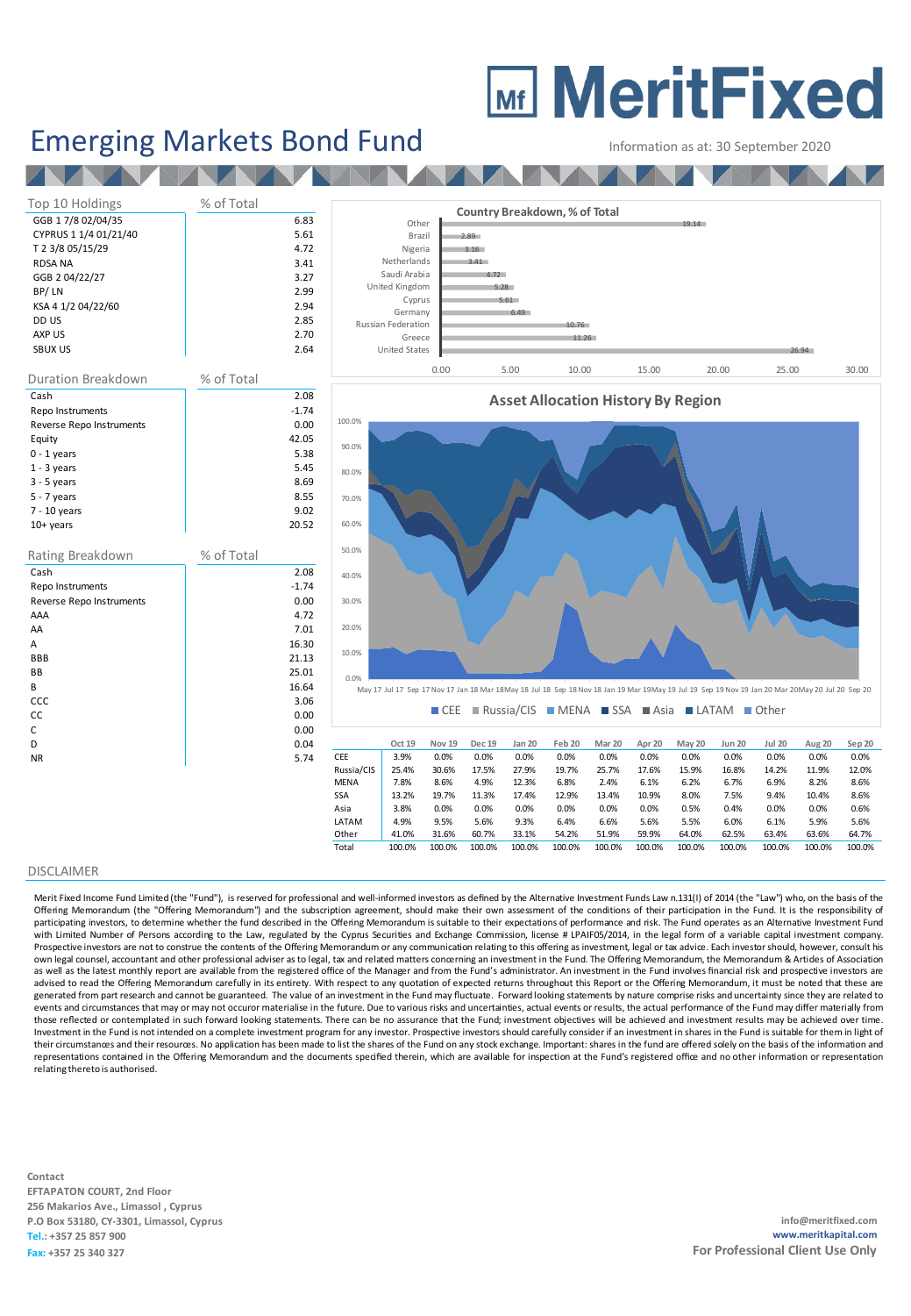# MeritFixed

# Emerging Markets Bond Fund

Information as at: 30 September 2020

| Top 10 Holdings | % of Total |
|---|---|
| GGB 1 7/8 02/04/35 | 6.83 |
| CYPRUS 1 1/4 01/21/40 | 5.61 |
| T 2 3/8 05/15/29 | 4.72 |
| RDSA NA | 3.41 |
| GGB 2 04/22/27 | 3.27 |
| BP/ LN | 2.99 |
| KSA 4 1/2 04/22/60 | 2.94 |
| DD US | 2.85 |
| AXP US | 2.70 |
| SBUX US | 2.64 |

| Duration Breakdown | % of Total |
|---|---|
| Cash | 2.08 |
| Repo Instruments | -1.74 |
| Reverse Repo Instruments | 0.00 |
| Equity | 42.05 |
| 0 - 1 years | 5.38 |
| 1 - 3 years | 5.45 |
| 3 - 5 years | 8.69 |
| 5 - 7 years | 8.55 |
| 7 - 10 years | 9.02 |
| 10+ years | 20.52 |

| Rating Breakdown | % of Total |
|---|---|
| Cash | 2.08 |
| Repo Instruments | -1.74 |
| Reverse Repo Instruments | 0.00 |
| AAA | 4.72 |
| AA | 7.01 |
| A | 16.30 |
| BBB | 21.13 |
| BB | 25.01 |
| B | 16.64 |
| CCC | 3.06 |
| CC | 0.00 |
| C | 0.00 |
| D | 0.04 |
| NR | 5.74 |

**Country Breakdown, % of Total**

Other 19.14
Brazil 2.89
Nigeria 3.16
Netherlands 3.41
Saudi Arabia 4.72
United Kingdom 5.28
Cyprus 5.61
Germany 6.49
Russian Federation 10.76
Greece 11.26
United States 26.94

0.00 5.00 10.00 15.00 20.00 25.00 30.00

**Asset Allocation History By Region**

100.0% 90.0% 80.0% 70.0% 60.0% 50.0% 40.0% 30.0% 20.0% 10.0% 0.0%

May 17 Jul 17 Sep 17 Nov 17 Jan 18 Mar 18 May 18 Jul 18 Sep 18 Nov 18 Jan 19 Mar 19 May 19 Jul 19 Sep 19 Nov 19 Jan 20 Mar 20 May 20 Jul 20 Sep 20

CEE Russia/CIS MENA SSA Asia LATAM Other

| | Oct 19 | Nov 19 | Dec 19 | Jan 20 | Feb 20 | Mar 20 | Apr 20 | May 20 | Jun 20 | Jul 20 | Aug 20 | Sep 20 |
|---|---|---|---|---|---|---|---|---|---|---|---|---|
| CEE | 3.9% | 0.0% | 0.0% | 0.0% | 0.0% | 0.0% | 0.0% | 0.0% | 0.0% | 0.0% | 0.0% | 0.0% |
| Russia/CIS | 25.4% | 30.6% | 17.5% | 27.9% | 19.7% | 25.7% | 17.6% | 15.9% | 16.8% | 14.2% | 11.9% | 12.0% |
| MENA | 7.8% | 8.6% | 4.9% | 12.3% | 6.8% | 2.4% | 6.1% | 6.2% | 6.7% | 6.9% | 8.2% | 8.6% |
| SSA | 13.2% | 19.7% | 11.3% | 17.4% | 12.9% | 13.4% | 10.9% | 8.0% | 7.5% | 9.4% | 10.4% | 8.6% |
| Asia | 3.8% | 0.0% | 0.0% | 0.0% | 0.0% | 0.0% | 0.0% | 0.5% | 0.4% | 0.0% | 0.0% | 0.6% |
| LATAM | 4.9% | 9.5% | 5.6% | 9.3% | 6.4% | 6.6% | 5.6% | 5.5% | 6.0% | 6.1% | 5.9% | 5.6% |
| Other | 41.0% | 31.6% | 60.7% | 33.1% | 54.2% | 51.9% | 59.9% | 64.0% | 62.5% | 63.4% | 63.6% | 64.7% |
| Total | 100.0% | 100.0% | 100.0% | 100.0% | 100.0% | 100.0% | 100.0% | 100.0% | 100.0% | 100.0% | 100.0% | 100.0% |

## DISCLAIMER

Merit Fixed Income Fund Limited (the "Fund"), is reserved for professional and well-informed investors as defined by the Alternative Investment Funds Law n.131(I) of 2014 (the "Law") who, on the basis of the Offering Memorandum (the "Offering Memorandum") and the subscription agreement, should make their own assessment of the conditions of their participation in the Fund. It is the responsibility of participating investors, to determine whether the fund described in the Offering Memorandum is suitable to their expectations of performance and risk. The Fund operates as an Alternative Investment Fund with Limited Number of Persons according to the Law, regulated by the Cyprus Securities and Exchange Commission, license # LPAIF05/2014, in the legal form of a variable capital investment company. Prospective investors are not to construe the contents of the Offering Memorandum or any communication relating to this offering as investment, legal or tax advice. Each investor should, however, consult his own legal counsel, accountant and other professional adviser as to legal, tax and related matters concerning an investment in the Fund. The Offering Memorandum, the Memorandum & Articles of Association as well as the latest monthly report are available from the registered office of the Manager and from the Fund's administrator. An investment in the Fund involves financial risk and prospective investors are advised to read the Offering Memorandum carefully in its entirety. With respect to any quotation of expected returns throughout this Report or the Offering Memorandum, it must be noted that these are generated from part research and cannot be guaranteed. The value of an investment in the Fund may fluctuate. Forward looking statements by nature comprise risks and uncertainty since they are related to events and circumstances that may or may not occur materialise in the future. Due to various risks and uncertainties, actual events or results, the actual performance of the Fund may differ materially from those reflected or contemplated in such forward looking statements. There can be no assurance that the Fund; investment objectives will be achieved and investment results may be achieved over time. Investment in the Fund is not intended on a complete investment program for any investor. Prospective investors should carefully consider if an investment in shares in the Fund is suitable for them in light of their circumstances and their resources. No application has been made to list the shares of the Fund on any stock exchange. Important: shares in the fund are offered solely on the basis of the information and representations contained in the Offering Memorandum and the documents specified therein, which are available for inspection at the Fund's registered office and no other information or representation relating thereto is authorised.

**Contact**
**EFTAPATON COURT, 2nd Floor**
**256 Makarios Ave., Limassol , Cyprus**
**P.O Box 53180, CY-3301, Limassol, Cyprus**
**Tel.: +357 25 857 900**
**Fax: +357 25 340 327**

**info@meritfixed.com**
**www.meritkapital.com**
**For Professional Client Use Only**